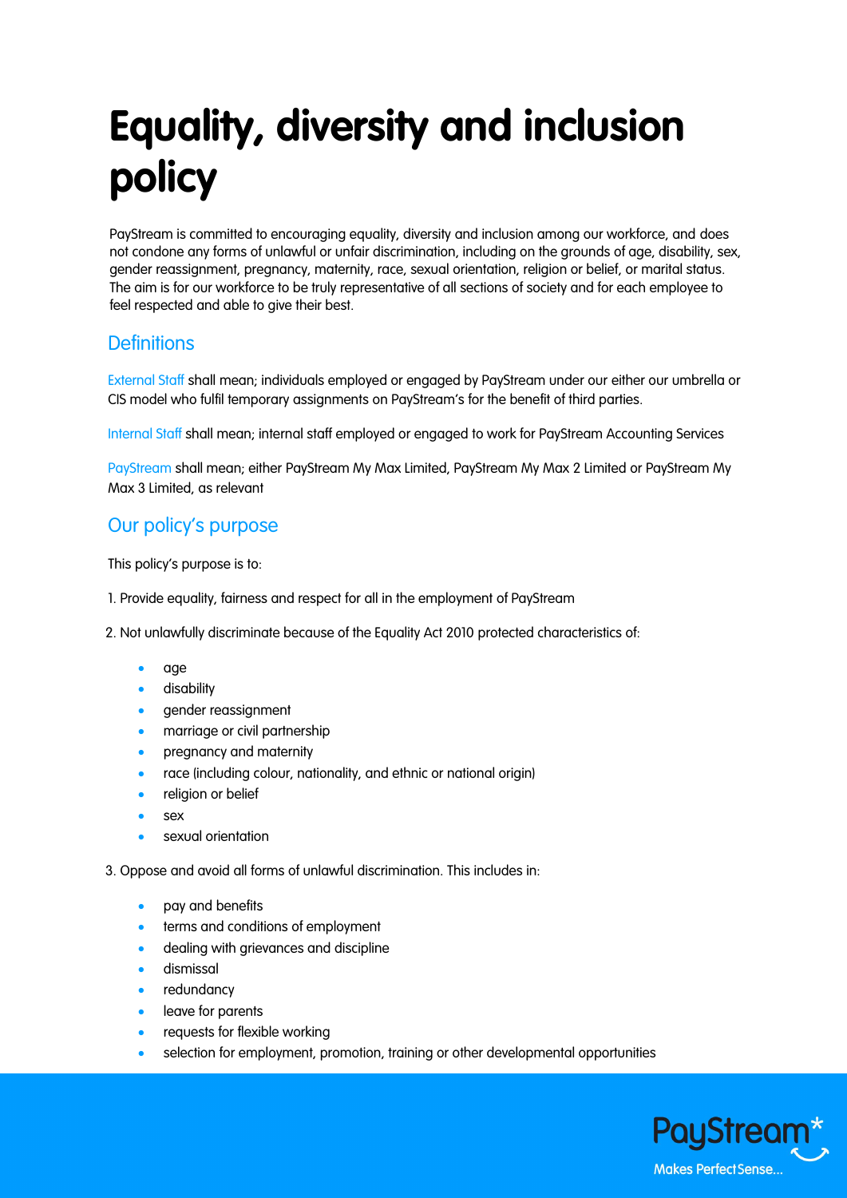# Equality, diversity and inclusion policy

PayStream is committed to encouraging equality, diversity and inclusion among our workforce, and does not condone any forms of unlawful or unfair discrimination, including on the grounds of age, disability, sex, gender reassignment, pregnancy, maternity, race, sexual orientation, religion or belief, or marital status. The aim is for our workforce to be truly representative of all sections of society and for each employee to feel respected and able to give their best.

## Definitions

External Staff shall mean; individuals employed or engaged by PayStream under our either our umbrella or CIS model who fulfil temporary assignments on PayStream's for the benefit of third parties.

Internal Staff shall mean; internal staff employed or engaged to work for PayStream Accounting Services

PayStream shall mean; either PayStream My Max Limited, PayStream My Max 2 Limited or PayStream My Max 3 Limited, as relevant

## Our policy's purpose

This policy's purpose is to:

1. Provide equality, fairness and respect for all in the employment of PayStream

2. Not unlawfully discriminate because of the Equality Act 2010 protected characteristics of:

- age
- disability
- gender reassignment
- marriage or civil partnership
- pregnancy and maternity
- race (including colour, nationality, and ethnic or national origin)
- religion or belief
- sex
- sexual orientation

3. Oppose and avoid all forms of unlawful discrimination. This includes in:

- pay and benefits
- terms and conditions of employment
- dealing with grievances and discipline
- dismissal
- redundancy
- leave for parents
- requests for flexible working
- selection for employment, promotion, training or other developmental opportunities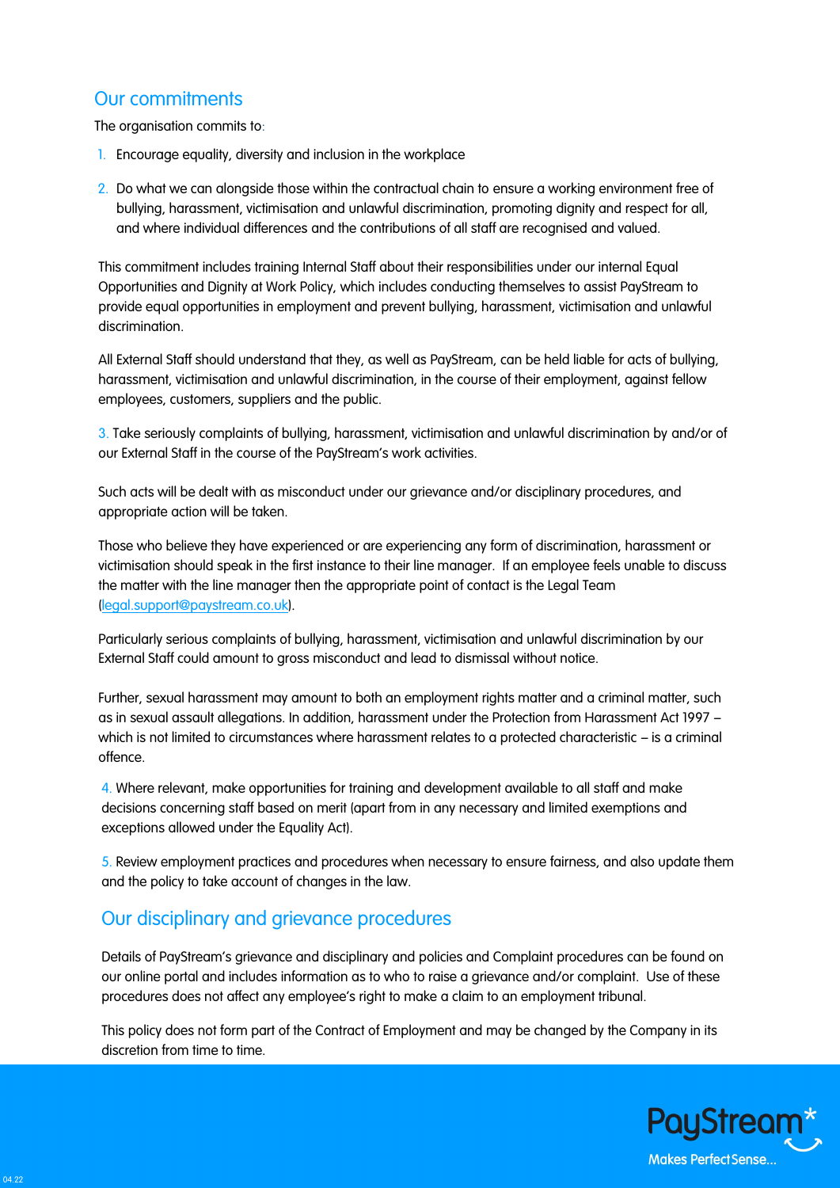## Our commitments

The organisation commits to:

1. Encourage equality, diversity and inclusion in the workplace

2. Do what we can alongside those within the contractual chain to ensure a working environment free of bullying, harassment, victimisation and unlawful discrimination, promoting dignity and respect for all, and where individual differences and the contributions of all staff are recognised and valued.

   This commitment includes training Internal Staff about their responsibilities under our internal Equal Opportunities and Dignity at Work Policy, which includes conducting themselves to assist PayStream to provide equal opportunities in employment and prevent bullying, harassment, victimisation and unlawful discrimination.

   All External Staff should understand that they, as well as PayStream, can be held liable for acts of bullying, harassment, victimisation and unlawful discrimination, in the course of their employment, against fellow employees, customers, suppliers and the public.

3. Take seriously complaints of bullying, harassment, victimisation and unlawful discrimination by and/or of our External Staff in the course of the PayStream's work activities.

   Such acts will be dealt with as misconduct under our grievance and/or disciplinary procedures, and appropriate action will be taken.

   Those who believe they have experienced or are experiencing any form of discrimination, harassment or victimisation should speak in the first instance to their line manager. If an employee feels unable to discuss the matter with the line manager then the appropriate point of contact is the Legal Team (legal.support@paystream.co.uk).

   Particularly serious complaints of bullying, harassment, victimisation and unlawful discrimination by our External Staff could amount to gross misconduct and lead to dismissal without notice.

   Further, sexual harassment may amount to both an employment rights matter and a criminal matter, such as in sexual assault allegations. In addition, harassment under the Protection from Harassment Act 1997 – which is not limited to circumstances where harassment relates to a protected characteristic – is a criminal offence.

4. Where relevant, make opportunities for training and development available to all staff and make decisions concerning staff based on merit (apart from in any necessary and limited exemptions and exceptions allowed under the Equality Act).

5. Review employment practices and procedures when necessary to ensure fairness, and also update them and the policy to take account of changes in the law.

## Our disciplinary and grievance procedures

Details of PayStream's grievance and disciplinary and policies and Complaint procedures can be found on our online portal and includes information as to who to raise a grievance and/or complaint. Use of these procedures does not affect any employee's right to make a claim to an employment tribunal.

This policy does not form part of the Contract of Employment and may be changed by the Company in its discretion from time to time.

PayStream*

Makes Perfect Sense...

04.22